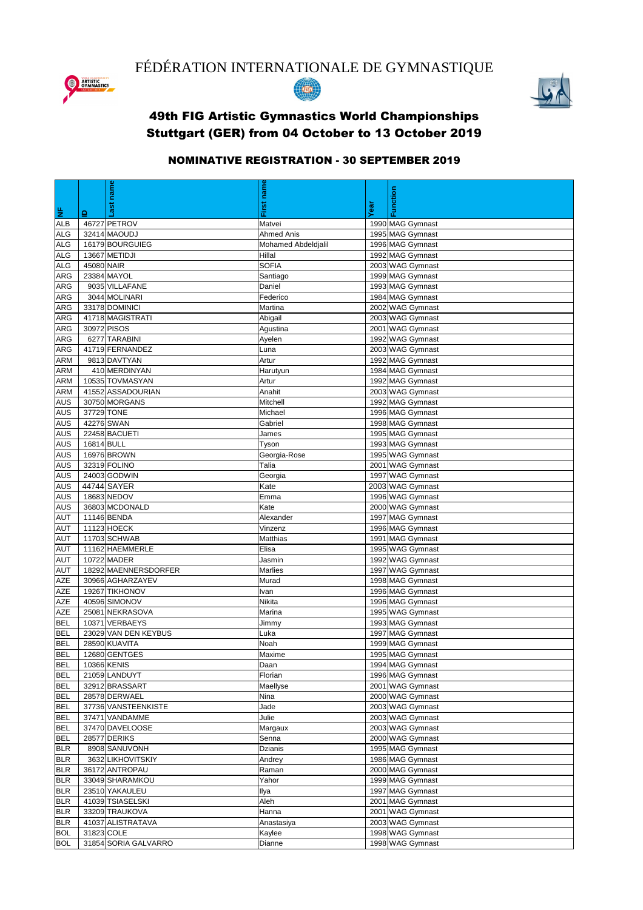# FÉDÉRATION INTERNATIONALE DE GYMNASTIQUE

## 49th FIG Artistic Gymnastics World Championships
## Stuttgart (GER) from 04 October to 13 October 2019

### NOMINATIVE REGISTRATION - 30 SEPTEMBER 2019

| NF | ID | Last name | First name | Year | Function |
|---|---|---|---|---|---|
| ALB | 46727 | PETROV | Matvei | 1990 | MAG Gymnast |
| ALG | 32414 | MAOUDJ | Ahmed Anis | 1995 | MAG Gymnast |
| ALG | 16179 | BOURGUIEG | Mohamed Abdeldjalil | 1996 | MAG Gymnast |
| ALG | 13667 | METIDJI | Hillal | 1992 | MAG Gymnast |
| ALG | 45080 | NAIR | SOFIA | 2003 | WAG Gymnast |
| ARG | 23384 | MAYOL | Santiago | 1999 | MAG Gymnast |
| ARG | 9035 | VILLAFANE | Daniel | 1993 | MAG Gymnast |
| ARG | 3044 | MOLINARI | Federico | 1984 | MAG Gymnast |
| ARG | 33178 | DOMINICI | Martina | 2002 | WAG Gymnast |
| ARG | 41718 | MAGISTRATI | Abigail | 2003 | WAG Gymnast |
| ARG | 30972 | PISOS | Agustina | 2001 | WAG Gymnast |
| ARG | 6277 | TARABINI | Ayelen | 1992 | WAG Gymnast |
| ARG | 41719 | FERNANDEZ | Luna | 2003 | WAG Gymnast |
| ARM | 9813 | DAVTYAN | Artur | 1992 | MAG Gymnast |
| ARM | 410 | MERDINYAN | Harutyun | 1984 | MAG Gymnast |
| ARM | 10535 | TOVMASYAN | Artur | 1992 | MAG Gymnast |
| ARM | 41552 | ASSADOURIAN | Anahit | 2003 | WAG Gymnast |
| AUS | 30750 | MORGANS | Mitchell | 1992 | MAG Gymnast |
| AUS | 37729 | TONE | Michael | 1996 | MAG Gymnast |
| AUS | 42276 | SWAN | Gabriel | 1998 | MAG Gymnast |
| AUS | 22458 | BACUETI | James | 1995 | MAG Gymnast |
| AUS | 16814 | BULL | Tyson | 1993 | MAG Gymnast |
| AUS | 16976 | BROWN | Georgia-Rose | 1995 | WAG Gymnast |
| AUS | 32319 | FOLINO | Talia | 2001 | WAG Gymnast |
| AUS | 24003 | GODWIN | Georgia | 1997 | WAG Gymnast |
| AUS | 44744 | SAYER | Kate | 2003 | WAG Gymnast |
| AUS | 18683 | NEDOV | Emma | 1996 | WAG Gymnast |
| AUS | 36803 | MCDONALD | Kate | 2000 | WAG Gymnast |
| AUT | 11146 | BENDA | Alexander | 1997 | MAG Gymnast |
| AUT | 11123 | HOECK | Vinzenz | 1996 | MAG Gymnast |
| AUT | 11703 | SCHWAB | Matthias | 1991 | MAG Gymnast |
| AUT | 11162 | HAEMMERLE | Elisa | 1995 | WAG Gymnast |
| AUT | 10722 | MADER | Jasmin | 1992 | WAG Gymnast |
| AUT | 18292 | MAENNERSDORFER | Marlies | 1997 | WAG Gymnast |
| AZE | 30966 | AGHARZAYEV | Murad | 1998 | MAG Gymnast |
| AZE | 19267 | TIKHONOV | Ivan | 1996 | MAG Gymnast |
| AZE | 40596 | SIMONOV | Nikita | 1996 | MAG Gymnast |
| AZE | 25081 | NEKRASOVA | Marina | 1995 | WAG Gymnast |
| BEL | 10371 | VERBAEYS | Jimmy | 1993 | MAG Gymnast |
| BEL | 23029 | VAN DEN KEYBUS | Luka | 1997 | MAG Gymnast |
| BEL | 28590 | KUAVITA | Noah | 1999 | MAG Gymnast |
| BEL | 12680 | GENTGES | Maxime | 1995 | MAG Gymnast |
| BEL | 10366 | KENIS | Daan | 1994 | MAG Gymnast |
| BEL | 21059 | LANDUYT | Florian | 1996 | MAG Gymnast |
| BEL | 32912 | BRASSART | Maellyse | 2001 | WAG Gymnast |
| BEL | 28578 | DERWAEL | Nina | 2000 | WAG Gymnast |
| BEL | 37736 | VANSTEENKISTE | Jade | 2003 | WAG Gymnast |
| BEL | 37471 | VANDAMME | Julie | 2003 | WAG Gymnast |
| BEL | 37470 | DAVELOOSE | Margaux | 2003 | WAG Gymnast |
| BEL | 28577 | DERIKS | Senna | 2000 | WAG Gymnast |
| BLR | 8908 | SANUVONH | Dzianis | 1995 | MAG Gymnast |
| BLR | 3632 | LIKHOVITSKIY | Andrey | 1986 | MAG Gymnast |
| BLR | 36172 | ANTROPAU | Raman | 2000 | MAG Gymnast |
| BLR | 33049 | SHARAMKOU | Yahor | 1999 | MAG Gymnast |
| BLR | 23510 | YAKAULEU | Ilya | 1997 | MAG Gymnast |
| BLR | 41039 | TSIASELSKI | Aleh | 2001 | MAG Gymnast |
| BLR | 33209 | TRAUKOVA | Hanna | 2001 | WAG Gymnast |
| BLR | 41037 | ALISTRATAVA | Anastasiya | 2003 | WAG Gymnast |
| BOL | 31823 | COLE | Kaylee | 1998 | WAG Gymnast |
| BOL | 31854 | SORIA GALVARRO | Dianne | 1998 | WAG Gymnast |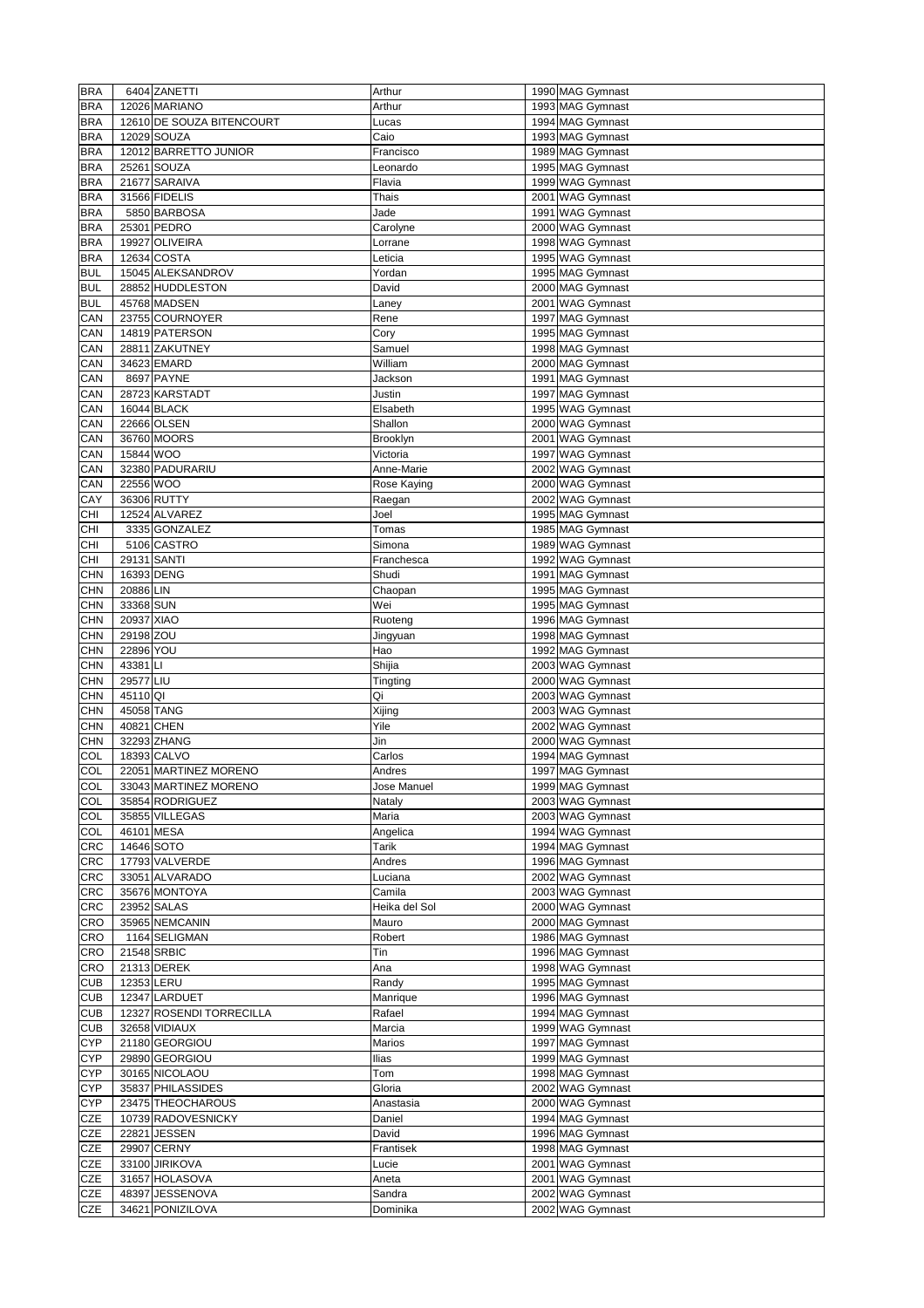| | | | | | |
|---|---|---|---|---|---|
| BRA | 6404 | ZANETTI | Arthur | 1990 | MAG Gymnast |
| BRA | 12026 | MARIANO | Arthur | 1993 | MAG Gymnast |
| BRA | 12610 | DE SOUZA BITENCOURT | Lucas | 1994 | MAG Gymnast |
| BRA | 12029 | SOUZA | Caio | 1993 | MAG Gymnast |
| BRA | 12012 | BARRETTO JUNIOR | Francisco | 1989 | MAG Gymnast |
| BRA | 25261 | SOUZA | Leonardo | 1995 | MAG Gymnast |
| BRA | 21677 | SARAIVA | Flavia | 1999 | WAG Gymnast |
| BRA | 31566 | FIDELIS | Thais | 2001 | WAG Gymnast |
| BRA | 5850 | BARBOSA | Jade | 1991 | WAG Gymnast |
| BRA | 25301 | PEDRO | Carolyne | 2000 | WAG Gymnast |
| BRA | 19927 | OLIVEIRA | Lorrane | 1998 | WAG Gymnast |
| BRA | 12634 | COSTA | Leticia | 1995 | WAG Gymnast |
| BUL | 15045 | ALEKSANDROV | Yordan | 1995 | MAG Gymnast |
| BUL | 28852 | HUDDLESTON | David | 2000 | MAG Gymnast |
| BUL | 45768 | MADSEN | Laney | 2001 | WAG Gymnast |
| CAN | 23755 | COURNOYER | Rene | 1997 | MAG Gymnast |
| CAN | 14819 | PATERSON | Cory | 1995 | MAG Gymnast |
| CAN | 28811 | ZAKUTNEY | Samuel | 1998 | MAG Gymnast |
| CAN | 34623 | EMARD | William | 2000 | MAG Gymnast |
| CAN | 8697 | PAYNE | Jackson | 1991 | MAG Gymnast |
| CAN | 28723 | KARSTADT | Justin | 1997 | MAG Gymnast |
| CAN | 16044 | BLACK | Elsabeth | 1995 | WAG Gymnast |
| CAN | 22666 | OLSEN | Shallon | 2000 | WAG Gymnast |
| CAN | 36760 | MOORS | Brooklyn | 2001 | WAG Gymnast |
| CAN | 15844 | WOO | Victoria | 1997 | WAG Gymnast |
| CAN | 32380 | PADURARIU | Anne-Marie | 2002 | WAG Gymnast |
| CAN | 22556 | WOO | Rose Kaying | 2000 | WAG Gymnast |
| CAY | 36306 | RUTTY | Raegan | 2002 | WAG Gymnast |
| CHI | 12524 | ALVAREZ | Joel | 1995 | MAG Gymnast |
| CHI | 3335 | GONZALEZ | Tomas | 1985 | MAG Gymnast |
| CHI | 5106 | CASTRO | Simona | 1989 | WAG Gymnast |
| CHI | 29131 | SANTI | Franchesca | 1992 | WAG Gymnast |
| CHN | 16393 | DENG | Shudi | 1991 | MAG Gymnast |
| CHN | 20886 | LIN | Chaopan | 1995 | MAG Gymnast |
| CHN | 33368 | SUN | Wei | 1995 | MAG Gymnast |
| CHN | 20937 | XIAO | Ruoteng | 1996 | MAG Gymnast |
| CHN | 29198 | ZOU | Jingyuan | 1998 | MAG Gymnast |
| CHN | 22896 | YOU | Hao | 1992 | MAG Gymnast |
| CHN | 43381 | LI | Shijia | 2003 | WAG Gymnast |
| CHN | 29577 | LIU | Tingting | 2000 | WAG Gymnast |
| CHN | 45110 | QI | Qi | 2003 | WAG Gymnast |
| CHN | 45058 | TANG | Xijing | 2003 | WAG Gymnast |
| CHN | 40821 | CHEN | Yile | 2002 | WAG Gymnast |
| CHN | 32293 | ZHANG | Jin | 2000 | WAG Gymnast |
| COL | 18393 | CALVO | Carlos | 1994 | MAG Gymnast |
| COL | 22051 | MARTINEZ MORENO | Andres | 1997 | MAG Gymnast |
| COL | 33043 | MARTINEZ MORENO | Jose Manuel | 1999 | MAG Gymnast |
| COL | 35854 | RODRIGUEZ | Nataly | 2003 | WAG Gymnast |
| COL | 35855 | VILLEGAS | Maria | 2003 | WAG Gymnast |
| COL | 46101 | MESA | Angelica | 1994 | WAG Gymnast |
| CRC | 14646 | SOTO | Tarik | 1994 | MAG Gymnast |
| CRC | 17793 | VALVERDE | Andres | 1996 | MAG Gymnast |
| CRC | 33051 | ALVARADO | Luciana | 2002 | WAG Gymnast |
| CRC | 35676 | MONTOYA | Camila | 2003 | WAG Gymnast |
| CRC | 23952 | SALAS | Heika del Sol | 2000 | WAG Gymnast |
| CRO | 35965 | NEMCANIN | Mauro | 2000 | MAG Gymnast |
| CRO | 1164 | SELIGMAN | Robert | 1986 | MAG Gymnast |
| CRO | 21548 | SRBIC | Tin | 1996 | MAG Gymnast |
| CRO | 21313 | DEREK | Ana | 1998 | WAG Gymnast |
| CUB | 12353 | LERU | Randy | 1995 | MAG Gymnast |
| CUB | 12347 | LARDUET | Manrique | 1996 | MAG Gymnast |
| CUB | 12327 | ROSENDI TORRECILLA | Rafael | 1994 | MAG Gymnast |
| CUB | 32658 | VIDIAUX | Marcia | 1999 | WAG Gymnast |
| CYP | 21180 | GEORGIOU | Marios | 1997 | MAG Gymnast |
| CYP | 29890 | GEORGIOU | Ilias | 1999 | MAG Gymnast |
| CYP | 30165 | NICOLAOU | Tom | 1998 | MAG Gymnast |
| CYP | 35837 | PHILASSIDES | Gloria | 2002 | WAG Gymnast |
| CYP | 23475 | THEOCHAROUS | Anastasia | 2000 | WAG Gymnast |
| CZE | 10739 | RADOVESNICKY | Daniel | 1994 | MAG Gymnast |
| CZE | 22821 | JESSEN | David | 1996 | MAG Gymnast |
| CZE | 29907 | CERNY | Frantisek | 1998 | MAG Gymnast |
| CZE | 33100 | JIRIKOVA | Lucie | 2001 | WAG Gymnast |
| CZE | 31657 | HOLASOVA | Aneta | 2001 | WAG Gymnast |
| CZE | 48397 | JESSENOVA | Sandra | 2002 | WAG Gymnast |
| CZE | 34621 | PONIZILOVA | Dominika | 2002 | WAG Gymnast |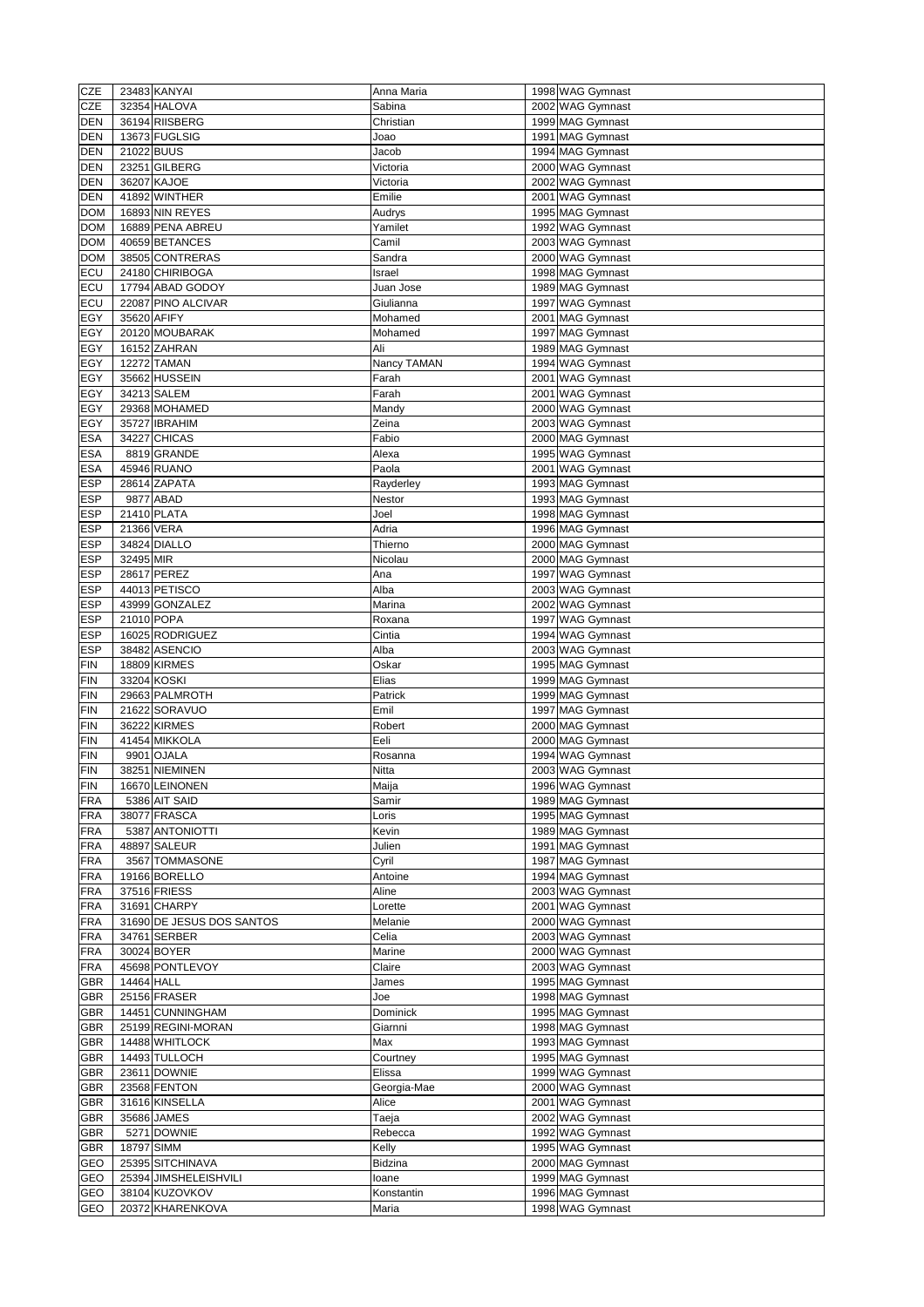| | | | | | |
|---|---|---|---|---|---|
| CZE | 23483 | KANYAI | Anna Maria | 1998 | WAG Gymnast |
| CZE | 32354 | HALOVA | Sabina | 2002 | WAG Gymnast |
| DEN | 36194 | RIISBERG | Christian | 1999 | MAG Gymnast |
| DEN | 13673 | FUGLSIG | Joao | 1991 | MAG Gymnast |
| DEN | 21022 | BUUS | Jacob | 1994 | MAG Gymnast |
| DEN | 23251 | GILBERG | Victoria | 2000 | WAG Gymnast |
| DEN | 36207 | KAJOE | Victoria | 2002 | WAG Gymnast |
| DEN | 41892 | WINTHER | Emilie | 2001 | WAG Gymnast |
| DOM | 16893 | NIN REYES | Audrys | 1995 | MAG Gymnast |
| DOM | 16889 | PENA ABREU | Yamilet | 1992 | WAG Gymnast |
| DOM | 40659 | BETANCES | Camil | 2003 | WAG Gymnast |
| DOM | 38505 | CONTRERAS | Sandra | 2000 | WAG Gymnast |
| ECU | 24180 | CHIRIBOGA | Israel | 1998 | MAG Gymnast |
| ECU | 17794 | ABAD GODOY | Juan Jose | 1989 | MAG Gymnast |
| ECU | 22087 | PINO ALCIVAR | Giulianna | 1997 | WAG Gymnast |
| EGY | 35620 | AFIFY | Mohamed | 2001 | MAG Gymnast |
| EGY | 20120 | MOUBARAK | Mohamed | 1997 | MAG Gymnast |
| EGY | 16152 | ZAHRAN | Ali | 1989 | MAG Gymnast |
| EGY | 12272 | TAMAN | Nancy TAMAN | 1994 | WAG Gymnast |
| EGY | 35662 | HUSSEIN | Farah | 2001 | WAG Gymnast |
| EGY | 34213 | SALEM | Farah | 2001 | WAG Gymnast |
| EGY | 29368 | MOHAMED | Mandy | 2000 | WAG Gymnast |
| EGY | 35727 | IBRAHIM | Zeina | 2003 | WAG Gymnast |
| ESA | 34227 | CHICAS | Fabio | 2000 | MAG Gymnast |
| ESA | 8819 | GRANDE | Alexa | 1995 | WAG Gymnast |
| ESA | 45946 | RUANO | Paola | 2001 | WAG Gymnast |
| ESP | 28614 | ZAPATA | Rayderley | 1993 | MAG Gymnast |
| ESP | 9877 | ABAD | Nestor | 1993 | MAG Gymnast |
| ESP | 21410 | PLATA | Joel | 1998 | MAG Gymnast |
| ESP | 21366 | VERA | Adria | 1996 | MAG Gymnast |
| ESP | 34824 | DIALLO | Thierno | 2000 | MAG Gymnast |
| ESP | 32495 | MIR | Nicolau | 2000 | MAG Gymnast |
| ESP | 28617 | PEREZ | Ana | 1997 | WAG Gymnast |
| ESP | 44013 | PETISCO | Alba | 2003 | WAG Gymnast |
| ESP | 43999 | GONZALEZ | Marina | 2002 | WAG Gymnast |
| ESP | 21010 | POPA | Roxana | 1997 | WAG Gymnast |
| ESP | 16025 | RODRIGUEZ | Cintia | 1994 | WAG Gymnast |
| ESP | 38482 | ASENCIO | Alba | 2003 | WAG Gymnast |
| FIN | 18809 | KIRMES | Oskar | 1995 | MAG Gymnast |
| FIN | 33204 | KOSKI | Elias | 1999 | MAG Gymnast |
| FIN | 29663 | PALMROTH | Patrick | 1999 | MAG Gymnast |
| FIN | 21622 | SORAVUO | Emil | 1997 | MAG Gymnast |
| FIN | 36222 | KIRMES | Robert | 2000 | MAG Gymnast |
| FIN | 41454 | MIKKOLA | Eeli | 2000 | MAG Gymnast |
| FIN | 9901 | OJALA | Rosanna | 1994 | WAG Gymnast |
| FIN | 38251 | NIEMINEN | Nitta | 2003 | WAG Gymnast |
| FIN | 16670 | LEINONEN | Maija | 1996 | WAG Gymnast |
| FRA | 5386 | AIT SAID | Samir | 1989 | MAG Gymnast |
| FRA | 38077 | FRASCA | Loris | 1995 | MAG Gymnast |
| FRA | 5387 | ANTONIOTTI | Kevin | 1989 | MAG Gymnast |
| FRA | 48897 | SALEUR | Julien | 1991 | MAG Gymnast |
| FRA | 3567 | TOMMASONE | Cyril | 1987 | MAG Gymnast |
| FRA | 19166 | BORELLO | Antoine | 1994 | MAG Gymnast |
| FRA | 37516 | FRIESS | Aline | 2003 | WAG Gymnast |
| FRA | 31691 | CHARPY | Lorette | 2001 | WAG Gymnast |
| FRA | 31690 | DE JESUS DOS SANTOS | Melanie | 2000 | WAG Gymnast |
| FRA | 34761 | SERBER | Celia | 2003 | WAG Gymnast |
| FRA | 30024 | BOYER | Marine | 2000 | WAG Gymnast |
| FRA | 45698 | PONTLEVOY | Claire | 2003 | WAG Gymnast |
| GBR | 14464 | HALL | James | 1995 | MAG Gymnast |
| GBR | 25156 | FRASER | Joe | 1998 | MAG Gymnast |
| GBR | 14451 | CUNNINGHAM | Dominick | 1995 | MAG Gymnast |
| GBR | 25199 | REGINI-MORAN | Giarnni | 1998 | MAG Gymnast |
| GBR | 14488 | WHITLOCK | Max | 1993 | MAG Gymnast |
| GBR | 14493 | TULLOCH | Courtney | 1995 | MAG Gymnast |
| GBR | 23611 | DOWNIE | Elissa | 1999 | WAG Gymnast |
| GBR | 23568 | FENTON | Georgia-Mae | 2000 | WAG Gymnast |
| GBR | 31616 | KINSELLA | Alice | 2001 | WAG Gymnast |
| GBR | 35686 | JAMES | Taeja | 2002 | WAG Gymnast |
| GBR | 5271 | DOWNIE | Rebecca | 1992 | WAG Gymnast |
| GBR | 18797 | SIMM | Kelly | 1995 | WAG Gymnast |
| GEO | 25395 | SITCHINAVA | Bidzina | 2000 | MAG Gymnast |
| GEO | 25394 | JIMSHELEISHVILI | Ioane | 1999 | MAG Gymnast |
| GEO | 38104 | KUZOVKOV | Konstantin | 1996 | MAG Gymnast |
| GEO | 20372 | KHARENKOVA | Maria | 1998 | WAG Gymnast |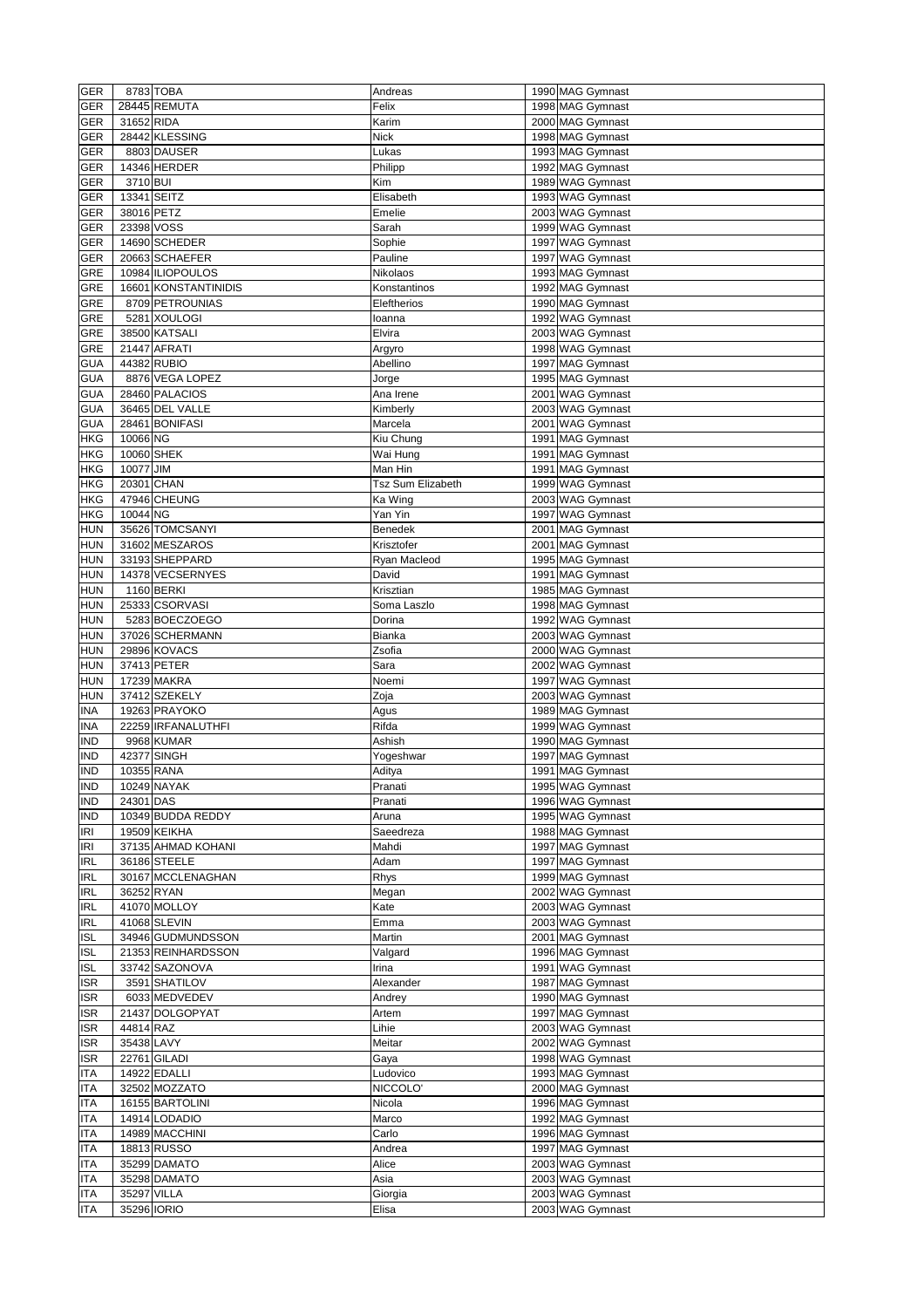| GER | 8783 | TOBA | Andreas | 1990 | MAG Gymnast |
|---|---|---|---|---|---|
| GER | 28445 | REMUTA | Felix | 1998 | MAG Gymnast |
| GER | 31652 | RIDA | Karim | 2000 | MAG Gymnast |
| GER | 28442 | KLESSING | Nick | 1998 | MAG Gymnast |
| GER | 8803 | DAUSER | Lukas | 1993 | MAG Gymnast |
| GER | 14346 | HERDER | Philipp | 1992 | MAG Gymnast |
| GER | 3710 | BUI | Kim | 1989 | WAG Gymnast |
| GER | 13341 | SEITZ | Elisabeth | 1993 | WAG Gymnast |
| GER | 38016 | PETZ | Emelie | 2003 | WAG Gymnast |
| GER | 23398 | VOSS | Sarah | 1999 | WAG Gymnast |
| GER | 14690 | SCHEDER | Sophie | 1997 | WAG Gymnast |
| GER | 20663 | SCHAEFER | Pauline | 1997 | WAG Gymnast |
| GRE | 10984 | ILIOPOULOS | Nikolaos | 1993 | MAG Gymnast |
| GRE | 16601 | KONSTANTINIDIS | Konstantinos | 1992 | MAG Gymnast |
| GRE | 8709 | PETROUNIAS | Eleftherios | 1990 | MAG Gymnast |
| GRE | 5281 | XOULOGI | Ioanna | 1992 | WAG Gymnast |
| GRE | 38500 | KATSALI | Elvira | 2003 | WAG Gymnast |
| GRE | 21447 | AFRATI | Argyro | 1998 | WAG Gymnast |
| GUA | 44382 | RUBIO | Abellino | 1997 | MAG Gymnast |
| GUA | 8876 | VEGA LOPEZ | Jorge | 1995 | MAG Gymnast |
| GUA | 28460 | PALACIOS | Ana Irene | 2001 | WAG Gymnast |
| GUA | 36465 | DEL VALLE | Kimberly | 2003 | WAG Gymnast |
| GUA | 28461 | BONIFASI | Marcela | 2001 | WAG Gymnast |
| HKG | 10066 | NG | Kiu Chung | 1991 | MAG Gymnast |
| HKG | 10060 | SHEK | Wai Hung | 1991 | MAG Gymnast |
| HKG | 10077 | JIM | Man Hin | 1991 | MAG Gymnast |
| HKG | 20301 | CHAN | Tsz Sum Elizabeth | 1999 | WAG Gymnast |
| HKG | 47946 | CHEUNG | Ka Wing | 2003 | WAG Gymnast |
| HKG | 10044 | NG | Yan Yin | 1997 | WAG Gymnast |
| HUN | 35626 | TOMCSANYI | Benedek | 2001 | MAG Gymnast |
| HUN | 31602 | MESZAROS | Krisztofer | 2001 | MAG Gymnast |
| HUN | 33193 | SHEPPARD | Ryan Macleod | 1995 | MAG Gymnast |
| HUN | 14378 | VECSERNYES | David | 1991 | MAG Gymnast |
| HUN | 1160 | BERKI | Krisztian | 1985 | MAG Gymnast |
| HUN | 25333 | CSORVASI | Soma Laszlo | 1998 | MAG Gymnast |
| HUN | 5283 | BOECZOEGO | Dorina | 1992 | WAG Gymnast |
| HUN | 37026 | SCHERMANN | Bianka | 2003 | WAG Gymnast |
| HUN | 29896 | KOVACS | Zsofia | 2000 | WAG Gymnast |
| HUN | 37413 | PETER | Sara | 2002 | WAG Gymnast |
| HUN | 17239 | MAKRA | Noemi | 1997 | WAG Gymnast |
| HUN | 37412 | SZEKELY | Zoja | 2003 | WAG Gymnast |
| INA | 19263 | PRAYOKO | Agus | 1989 | MAG Gymnast |
| INA | 22259 | IRFANALUTHFI | Rifda | 1999 | WAG Gymnast |
| IND | 9968 | KUMAR | Ashish | 1990 | MAG Gymnast |
| IND | 42377 | SINGH | Yogeshwar | 1997 | MAG Gymnast |
| IND | 10355 | RANA | Aditya | 1991 | MAG Gymnast |
| IND | 10249 | NAYAK | Pranati | 1995 | WAG Gymnast |
| IND | 24301 | DAS | Pranati | 1996 | WAG Gymnast |
| IND | 10349 | BUDDA REDDY | Aruna | 1995 | WAG Gymnast |
| IRI | 19509 | KEIKHA | Saeedreza | 1988 | MAG Gymnast |
| IRI | 37135 | AHMAD KOHANI | Mahdi | 1997 | MAG Gymnast |
| IRL | 36186 | STEELE | Adam | 1997 | MAG Gymnast |
| IRL | 30167 | MCCLENAGHAN | Rhys | 1999 | MAG Gymnast |
| IRL | 36252 | RYAN | Megan | 2002 | WAG Gymnast |
| IRL | 41070 | MOLLOY | Kate | 2003 | WAG Gymnast |
| IRL | 41068 | SLEVIN | Emma | 2003 | WAG Gymnast |
| ISL | 34946 | GUDMUNDSSON | Martin | 2001 | MAG Gymnast |
| ISL | 21353 | REINHARDSSON | Valgard | 1996 | MAG Gymnast |
| ISL | 33742 | SAZONOVA | Irina | 1991 | WAG Gymnast |
| ISR | 3591 | SHATILOV | Alexander | 1987 | MAG Gymnast |
| ISR | 6033 | MEDVEDEV | Andrey | 1990 | MAG Gymnast |
| ISR | 21437 | DOLGOPYAT | Artem | 1997 | MAG Gymnast |
| ISR | 44814 | RAZ | Lihie | 2003 | WAG Gymnast |
| ISR | 35438 | LAVY | Meitar | 2002 | WAG Gymnast |
| ISR | 22761 | GILADI | Gaya | 1998 | WAG Gymnast |
| ITA | 14922 | EDALLI | Ludovico | 1993 | MAG Gymnast |
| ITA | 32502 | MOZZATO | NICCOLO' | 2000 | MAG Gymnast |
| ITA | 16155 | BARTOLINI | Nicola | 1996 | MAG Gymnast |
| ITA | 14914 | LODADIO | Marco | 1992 | MAG Gymnast |
| ITA | 14989 | MACCHINI | Carlo | 1996 | MAG Gymnast |
| ITA | 18813 | RUSSO | Andrea | 1997 | MAG Gymnast |
| ITA | 35299 | DAMATO | Alice | 2003 | WAG Gymnast |
| ITA | 35298 | DAMATO | Asia | 2003 | WAG Gymnast |
| ITA | 35297 | VILLA | Giorgia | 2003 | WAG Gymnast |
| ITA | 35296 | IORIO | Elisa | 2003 | WAG Gymnast |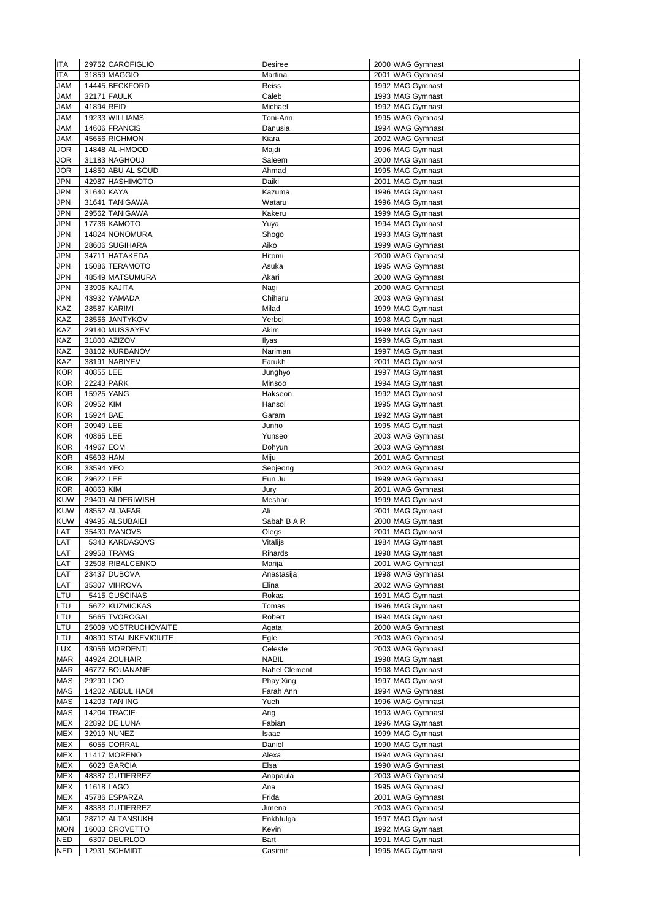| | | | | | |
|---|---|---|---|---|---|
| ITA | 29752 | CAROFIGLIO | Desiree | 2000 | WAG Gymnast |
| ITA | 31859 | MAGGIO | Martina | 2001 | WAG Gymnast |
| JAM | 14445 | BECKFORD | Reiss | 1992 | MAG Gymnast |
| JAM | 32171 | FAULK | Caleb | 1993 | MAG Gymnast |
| JAM | 41894 | REID | Michael | 1992 | MAG Gymnast |
| JAM | 19233 | WILLIAMS | Toni-Ann | 1995 | WAG Gymnast |
| JAM | 14606 | FRANCIS | Danusia | 1994 | WAG Gymnast |
| JAM | 45656 | RICHMON | Kiara | 2002 | WAG Gymnast |
| JOR | 14848 | AL-HMOOD | Majdi | 1996 | MAG Gymnast |
| JOR | 31183 | NAGHOUJ | Saleem | 2000 | MAG Gymnast |
| JOR | 14850 | ABU AL SOUD | Ahmad | 1995 | MAG Gymnast |
| JPN | 42987 | HASHIMOTO | Daiki | 2001 | MAG Gymnast |
| JPN | 31640 | KAYA | Kazuma | 1996 | MAG Gymnast |
| JPN | 31641 | TANIGAWA | Wataru | 1996 | MAG Gymnast |
| JPN | 29562 | TANIGAWA | Kakeru | 1999 | MAG Gymnast |
| JPN | 17736 | KAMOTO | Yuya | 1994 | MAG Gymnast |
| JPN | 14824 | NONOMURA | Shogo | 1993 | MAG Gymnast |
| JPN | 28606 | SUGIHARA | Aiko | 1999 | WAG Gymnast |
| JPN | 34711 | HATAKEDA | Hitomi | 2000 | WAG Gymnast |
| JPN | 15086 | TERAMOTO | Asuka | 1995 | WAG Gymnast |
| JPN | 48549 | MATSUMURA | Akari | 2000 | WAG Gymnast |
| JPN | 33905 | KAJITA | Nagi | 2000 | WAG Gymnast |
| JPN | 43932 | YAMADA | Chiharu | 2003 | WAG Gymnast |
| KAZ | 28587 | KARIMI | Milad | 1999 | MAG Gymnast |
| KAZ | 28556 | JANTYKOV | Yerbol | 1998 | MAG Gymnast |
| KAZ | 29140 | MUSSAYEV | Akim | 1999 | MAG Gymnast |
| KAZ | 31800 | AZIZOV | Ilyas | 1999 | MAG Gymnast |
| KAZ | 38102 | KURBANOV | Nariman | 1997 | MAG Gymnast |
| KAZ | 38191 | NABIYEV | Farukh | 2001 | MAG Gymnast |
| KOR | 40855 | LEE | Junghyo | 1997 | MAG Gymnast |
| KOR | 22243 | PARK | Minsoo | 1994 | MAG Gymnast |
| KOR | 15925 | YANG | Hakseon | 1992 | MAG Gymnast |
| KOR | 20952 | KIM | Hansol | 1995 | MAG Gymnast |
| KOR | 15924 | BAE | Garam | 1992 | MAG Gymnast |
| KOR | 20949 | LEE | Junho | 1995 | MAG Gymnast |
| KOR | 40865 | LEE | Yunseo | 2003 | WAG Gymnast |
| KOR | 44967 | EOM | Dohyun | 2003 | WAG Gymnast |
| KOR | 45693 | HAM | Miju | 2001 | WAG Gymnast |
| KOR | 33594 | YEO | Seojeong | 2002 | WAG Gymnast |
| KOR | 29622 | LEE | Eun Ju | 1999 | WAG Gymnast |
| KOR | 40863 | KIM | Jury | 2001 | WAG Gymnast |
| KUW | 29409 | ALDERIWISH | Meshari | 1999 | MAG Gymnast |
| KUW | 48552 | ALJAFAR | Ali | 2001 | MAG Gymnast |
| KUW | 49495 | ALSUBAIEI | Sabah B A R | 2000 | MAG Gymnast |
| LAT | 35430 | IVANOVS | Olegs | 2001 | MAG Gymnast |
| LAT | 5343 | KARDASOVS | Vitalijs | 1984 | MAG Gymnast |
| LAT | 29958 | TRAMS | Rihards | 1998 | MAG Gymnast |
| LAT | 32508 | RIBALCENKO | Marija | 2001 | WAG Gymnast |
| LAT | 23437 | DUBOVA | Anastasija | 1998 | WAG Gymnast |
| LAT | 35307 | VIHROVA | Elina | 2002 | WAG Gymnast |
| LTU | 5415 | GUSCINAS | Rokas | 1991 | MAG Gymnast |
| LTU | 5672 | KUZMICKAS | Tomas | 1996 | MAG Gymnast |
| LTU | 5665 | TVOROGAL | Robert | 1994 | MAG Gymnast |
| LTU | 25009 | VOSTRUCHOVAITE | Agata | 2000 | WAG Gymnast |
| LTU | 40890 | STALINKEVICIUTE | Egle | 2003 | WAG Gymnast |
| LUX | 43056 | MORDENTI | Celeste | 2003 | WAG Gymnast |
| MAR | 44924 | ZOUHAIR | NABIL | 1998 | MAG Gymnast |
| MAR | 46777 | BOUANANE | Nahel Clement | 1998 | MAG Gymnast |
| MAS | 29290 | LOO | Phay Xing | 1997 | MAG Gymnast |
| MAS | 14202 | ABDUL HADI | Farah Ann | 1994 | WAG Gymnast |
| MAS | 14203 | TAN ING | Yueh | 1996 | WAG Gymnast |
| MAS | 14204 | TRACIE | Ang | 1993 | WAG Gymnast |
| MEX | 22892 | DE LUNA | Fabian | 1996 | MAG Gymnast |
| MEX | 32919 | NUNEZ | Isaac | 1999 | MAG Gymnast |
| MEX | 6055 | CORRAL | Daniel | 1990 | MAG Gymnast |
| MEX | 11417 | MORENO | Alexa | 1994 | WAG Gymnast |
| MEX | 6023 | GARCIA | Elsa | 1990 | WAG Gymnast |
| MEX | 48387 | GUTIERREZ | Anapaula | 2003 | WAG Gymnast |
| MEX | 11618 | LAGO | Ana | 1995 | WAG Gymnast |
| MEX | 45786 | ESPARZA | Frida | 2001 | WAG Gymnast |
| MEX | 48388 | GUTIERREZ | Jimena | 2003 | WAG Gymnast |
| MGL | 28712 | ALTANSUKH | Enkhtulga | 1997 | MAG Gymnast |
| MON | 16003 | CROVETTO | Kevin | 1992 | MAG Gymnast |
| NED | 6307 | DEURLOO | Bart | 1991 | MAG Gymnast |
| NED | 12931 | SCHMIDT | Casimir | 1995 | MAG Gymnast |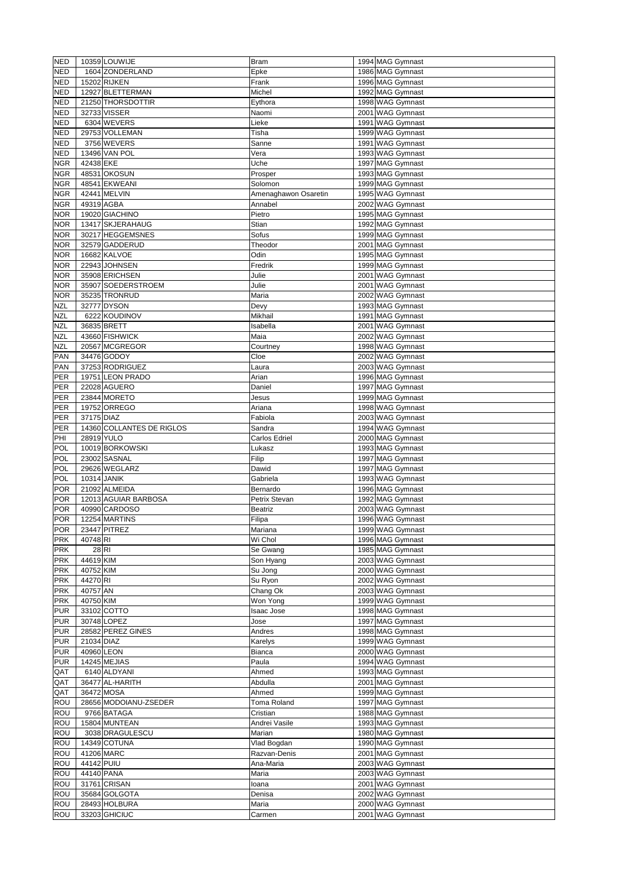| NED | 10359 | LOUWIJE | Bram | 1994 | MAG Gymnast |
|---|---|---|---|---|---|
| NED | 1604 | ZONDERLAND | Epke | 1986 | MAG Gymnast |
| NED | 15202 | RIJKEN | Frank | 1996 | MAG Gymnast |
| NED | 12927 | BLETTERMAN | Michel | 1992 | MAG Gymnast |
| NED | 21250 | THORSDOTTIR | Eythora | 1998 | WAG Gymnast |
| NED | 32733 | VISSER | Naomi | 2001 | WAG Gymnast |
| NED | 6304 | WEVERS | Lieke | 1991 | WAG Gymnast |
| NED | 29753 | VOLLEMAN | Tisha | 1999 | WAG Gymnast |
| NED | 3756 | WEVERS | Sanne | 1991 | WAG Gymnast |
| NED | 13496 | VAN POL | Vera | 1993 | WAG Gymnast |
| NGR | 42438 | EKE | Uche | 1997 | MAG Gymnast |
| NGR | 48531 | OKOSUN | Prosper | 1993 | MAG Gymnast |
| NGR | 48541 | EKWEANI | Solomon | 1999 | MAG Gymnast |
| NGR | 42441 | MELVIN | Amenaghawon Osaretin | 1995 | WAG Gymnast |
| NGR | 49319 | AGBA | Annabel | 2002 | WAG Gymnast |
| NOR | 19020 | GIACHINO | Pietro | 1995 | MAG Gymnast |
| NOR | 13417 | SKJERAHAUG | Stian | 1992 | MAG Gymnast |
| NOR | 30217 | HEGGEMSNES | Sofus | 1999 | MAG Gymnast |
| NOR | 32579 | GADDERUD | Theodor | 2001 | MAG Gymnast |
| NOR | 16682 | KALVOE | Odin | 1995 | MAG Gymnast |
| NOR | 22943 | JOHNSEN | Fredrik | 1999 | MAG Gymnast |
| NOR | 35908 | ERICHSEN | Julie | 2001 | WAG Gymnast |
| NOR | 35907 | SOEDERSTROEM | Julie | 2001 | WAG Gymnast |
| NOR | 35235 | TRONRUD | Maria | 2002 | WAG Gymnast |
| NZL | 32777 | DYSON | Devy | 1993 | MAG Gymnast |
| NZL | 6222 | KOUDINOV | Mikhail | 1991 | MAG Gymnast |
| NZL | 36835 | BRETT | Isabella | 2001 | WAG Gymnast |
| NZL | 43660 | FISHWICK | Maia | 2002 | WAG Gymnast |
| NZL | 20567 | MCGREGOR | Courtney | 1998 | WAG Gymnast |
| PAN | 34476 | GODOY | Cloe | 2002 | WAG Gymnast |
| PAN | 37253 | RODRIGUEZ | Laura | 2003 | WAG Gymnast |
| PER | 19751 | LEON PRADO | Arian | 1996 | MAG Gymnast |
| PER | 22028 | AGUERO | Daniel | 1997 | MAG Gymnast |
| PER | 23844 | MORETO | Jesus | 1999 | MAG Gymnast |
| PER | 19752 | ORREGO | Ariana | 1998 | WAG Gymnast |
| PER | 37175 | DIAZ | Fabiola | 2003 | WAG Gymnast |
| PER | 14360 | COLLANTES DE RIGLOS | Sandra | 1994 | WAG Gymnast |
| PHI | 28919 | YULO | Carlos Edriel | 2000 | MAG Gymnast |
| POL | 10019 | BORKOWSKI | Lukasz | 1993 | MAG Gymnast |
| POL | 23002 | SASNAL | Filip | 1997 | MAG Gymnast |
| POL | 29626 | WEGLARZ | Dawid | 1997 | MAG Gymnast |
| POL | 10314 | JANIK | Gabriela | 1993 | WAG Gymnast |
| POR | 21092 | ALMEIDA | Bernardo | 1996 | MAG Gymnast |
| POR | 12013 | AGUIAR BARBOSA | Petrix Stevan | 1992 | MAG Gymnast |
| POR | 40990 | CARDOSO | Beatriz | 2003 | WAG Gymnast |
| POR | 12254 | MARTINS | Filipa | 1996 | WAG Gymnast |
| POR | 23447 | PITREZ | Mariana | 1999 | WAG Gymnast |
| PRK | 40748 | RI | Wi Chol | 1996 | MAG Gymnast |
| PRK | 28 | RI | Se Gwang | 1985 | MAG Gymnast |
| PRK | 44619 | KIM | Son Hyang | 2003 | WAG Gymnast |
| PRK | 40752 | KIM | Su Jong | 2000 | WAG Gymnast |
| PRK | 44270 | RI | Su Ryon | 2002 | WAG Gymnast |
| PRK | 40757 | AN | Chang Ok | 2003 | WAG Gymnast |
| PRK | 40750 | KIM | Won Yong | 1999 | WAG Gymnast |
| PUR | 33102 | COTTO | Isaac Jose | 1998 | MAG Gymnast |
| PUR | 30748 | LOPEZ | Jose | 1997 | MAG Gymnast |
| PUR | 28582 | PEREZ GINES | Andres | 1998 | MAG Gymnast |
| PUR | 21034 | DIAZ | Karelys | 1999 | WAG Gymnast |
| PUR | 40960 | LEON | Bianca | 2000 | WAG Gymnast |
| PUR | 14245 | MEJIAS | Paula | 1994 | WAG Gymnast |
| QAT | 6140 | ALDYANI | Ahmed | 1993 | MAG Gymnast |
| QAT | 36477 | AL-HARITH | Abdulla | 2001 | MAG Gymnast |
| QAT | 36472 | MOSA | Ahmed | 1999 | MAG Gymnast |
| ROU | 28656 | MODOIANU-ZSEDER | Toma Roland | 1997 | MAG Gymnast |
| ROU | 9766 | BATAGA | Cristian | 1988 | MAG Gymnast |
| ROU | 15804 | MUNTEAN | Andrei Vasile | 1993 | MAG Gymnast |
| ROU | 3038 | DRAGULESCU | Marian | 1980 | MAG Gymnast |
| ROU | 14349 | COTUNA | Vlad Bogdan | 1990 | MAG Gymnast |
| ROU | 41206 | MARC | Razvan-Denis | 2001 | MAG Gymnast |
| ROU | 44142 | PUIU | Ana-Maria | 2003 | WAG Gymnast |
| ROU | 44140 | PANA | Maria | 2003 | WAG Gymnast |
| ROU | 31761 | CRISAN | Ioana | 2001 | WAG Gymnast |
| ROU | 35684 | GOLGOTA | Denisa | 2002 | WAG Gymnast |
| ROU | 28493 | HOLBURA | Maria | 2000 | WAG Gymnast |
| ROU | 33203 | GHICIUC | Carmen | 2001 | WAG Gymnast |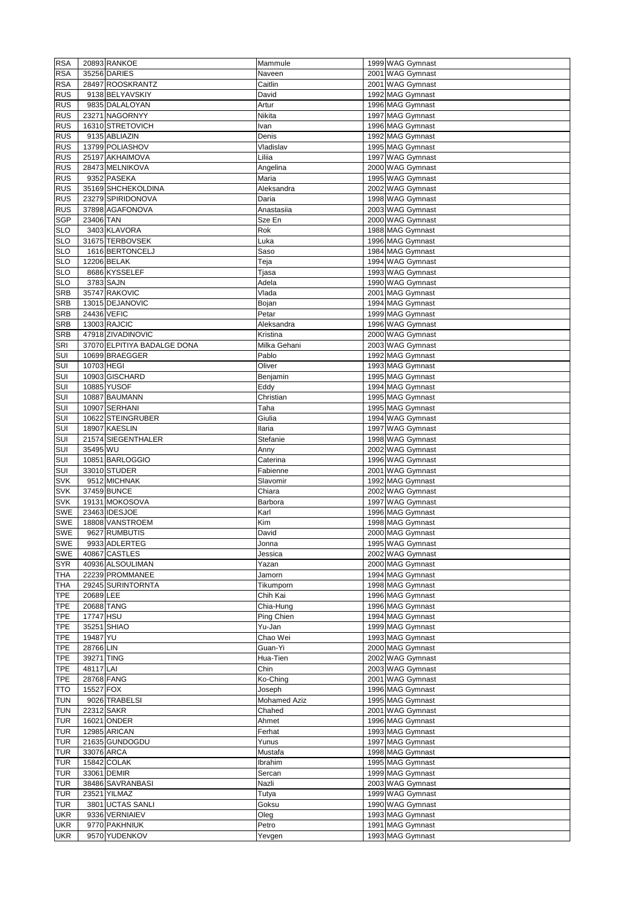| | | | | | |
|---|---|---|---|---|---|
| RSA | 20893 | RANKOE | Mammule | 1999 | WAG Gymnast |
| RSA | 35256 | DARIES | Naveen | 2001 | WAG Gymnast |
| RSA | 28497 | ROOSKRANTZ | Caitlin | 2001 | WAG Gymnast |
| RUS | 9138 | BELYAVSKIY | David | 1992 | MAG Gymnast |
| RUS | 9835 | DALALOYAN | Artur | 1996 | MAG Gymnast |
| RUS | 23271 | NAGORNYY | Nikita | 1997 | MAG Gymnast |
| RUS | 16310 | STRETOVICH | Ivan | 1996 | MAG Gymnast |
| RUS | 9135 | ABLIAZIN | Denis | 1992 | MAG Gymnast |
| RUS | 13799 | POLIASHOV | Vladislav | 1995 | MAG Gymnast |
| RUS | 25197 | AKHAIMOVA | Liliia | 1997 | WAG Gymnast |
| RUS | 28473 | MELNIKOVA | Angelina | 2000 | WAG Gymnast |
| RUS | 9352 | PASEKA | Maria | 1995 | WAG Gymnast |
| RUS | 35169 | SHCHEKOLDINA | Aleksandra | 2002 | WAG Gymnast |
| RUS | 23279 | SPIRIDONOVA | Daria | 1998 | WAG Gymnast |
| RUS | 37898 | AGAFONOVA | Anastasiia | 2003 | WAG Gymnast |
| SGP | 23406 | TAN | Sze En | 2000 | WAG Gymnast |
| SLO | 3403 | KLAVORA | Rok | 1988 | MAG Gymnast |
| SLO | 31675 | TERBOVSEK | Luka | 1996 | MAG Gymnast |
| SLO | 1616 | BERTONCELJ | Saso | 1984 | MAG Gymnast |
| SLO | 12206 | BELAK | Teja | 1994 | WAG Gymnast |
| SLO | 8686 | KYSSELEF | Tjasa | 1993 | WAG Gymnast |
| SLO | 3783 | SAJN | Adela | 1990 | WAG Gymnast |
| SRB | 35747 | RAKOVIC | Vlada | 2001 | MAG Gymnast |
| SRB | 13015 | DEJANOVIC | Bojan | 1994 | MAG Gymnast |
| SRB | 24436 | VEFIC | Petar | 1999 | MAG Gymnast |
| SRB | 13003 | RAJCIC | Aleksandra | 1996 | WAG Gymnast |
| SRB | 47918 | ZIVADINOVIC | Kristina | 2000 | WAG Gymnast |
| SRI | 37070 | ELPITIYA BADALGE DONA | Milka Gehani | 2003 | WAG Gymnast |
| SUI | 10699 | BRAEGGER | Pablo | 1992 | MAG Gymnast |
| SUI | 10703 | HEGI | Oliver | 1993 | MAG Gymnast |
| SUI | 10903 | GISCHARD | Benjamin | 1995 | MAG Gymnast |
| SUI | 10885 | YUSOF | Eddy | 1994 | MAG Gymnast |
| SUI | 10887 | BAUMANN | Christian | 1995 | MAG Gymnast |
| SUI | 10907 | SERHANI | Taha | 1995 | MAG Gymnast |
| SUI | 10622 | STEINGRUBER | Giulia | 1994 | WAG Gymnast |
| SUI | 18907 | KAESLIN | Ilaria | 1997 | WAG Gymnast |
| SUI | 21574 | SIEGENTHALER | Stefanie | 1998 | WAG Gymnast |
| SUI | 35495 | WU | Anny | 2002 | WAG Gymnast |
| SUI | 10851 | BARLOGGIO | Caterina | 1996 | WAG Gymnast |
| SUI | 33010 | STUDER | Fabienne | 2001 | WAG Gymnast |
| SVK | 9512 | MICHNAK | Slavomir | 1992 | MAG Gymnast |
| SVK | 37459 | BUNCE | Chiara | 2002 | WAG Gymnast |
| SVK | 19131 | MOKOSOVA | Barbora | 1997 | WAG Gymnast |
| SWE | 23463 | IDESJOE | Karl | 1996 | MAG Gymnast |
| SWE | 18808 | VANSTROEM | Kim | 1998 | MAG Gymnast |
| SWE | 9627 | RUMBUTIS | David | 2000 | MAG Gymnast |
| SWE | 9933 | ADLERTEG | Jonna | 1995 | WAG Gymnast |
| SWE | 40867 | CASTLES | Jessica | 2002 | WAG Gymnast |
| SYR | 40936 | ALSOULIMAN | Yazan | 2000 | MAG Gymnast |
| THA | 22239 | PROMMANEE | Jamorn | 1994 | MAG Gymnast |
| THA | 29245 | SURINTORNTA | Tikumporn | 1998 | MAG Gymnast |
| TPE | 20689 | LEE | Chih Kai | 1996 | MAG Gymnast |
| TPE | 20688 | TANG | Chia-Hung | 1996 | MAG Gymnast |
| TPE | 17747 | HSU | Ping Chien | 1994 | MAG Gymnast |
| TPE | 35251 | SHIAO | Yu-Jan | 1999 | MAG Gymnast |
| TPE | 19487 | YU | Chao Wei | 1993 | MAG Gymnast |
| TPE | 28766 | LIN | Guan-Yi | 2000 | MAG Gymnast |
| TPE | 39271 | TING | Hua-Tien | 2002 | WAG Gymnast |
| TPE | 48117 | LAI | Chin | 2003 | WAG Gymnast |
| TPE | 28768 | FANG | Ko-Ching | 2001 | WAG Gymnast |
| TTO | 15527 | FOX | Joseph | 1996 | MAG Gymnast |
| TUN | 9026 | TRABELSI | Mohamed Aziz | 1995 | MAG Gymnast |
| TUN | 22312 | SAKR | Chahed | 2001 | WAG Gymnast |
| TUR | 16021 | ONDER | Ahmet | 1996 | MAG Gymnast |
| TUR | 12985 | ARICAN | Ferhat | 1993 | MAG Gymnast |
| TUR | 21635 | GUNDOGDU | Yunus | 1997 | MAG Gymnast |
| TUR | 33076 | ARCA | Mustafa | 1998 | MAG Gymnast |
| TUR | 15842 | COLAK | Ibrahim | 1995 | MAG Gymnast |
| TUR | 33061 | DEMIR | Sercan | 1999 | MAG Gymnast |
| TUR | 38486 | SAVRANBASI | Nazli | 2003 | WAG Gymnast |
| TUR | 23521 | YILMAZ | Tutya | 1999 | WAG Gymnast |
| TUR | 3801 | UCTAS SANLI | Goksu | 1990 | WAG Gymnast |
| UKR | 9336 | VERNIAIEV | Oleg | 1993 | MAG Gymnast |
| UKR | 9770 | PAKHNIUK | Petro | 1991 | MAG Gymnast |
| UKR | 9570 | YUDENKOV | Yevgen | 1993 | MAG Gymnast |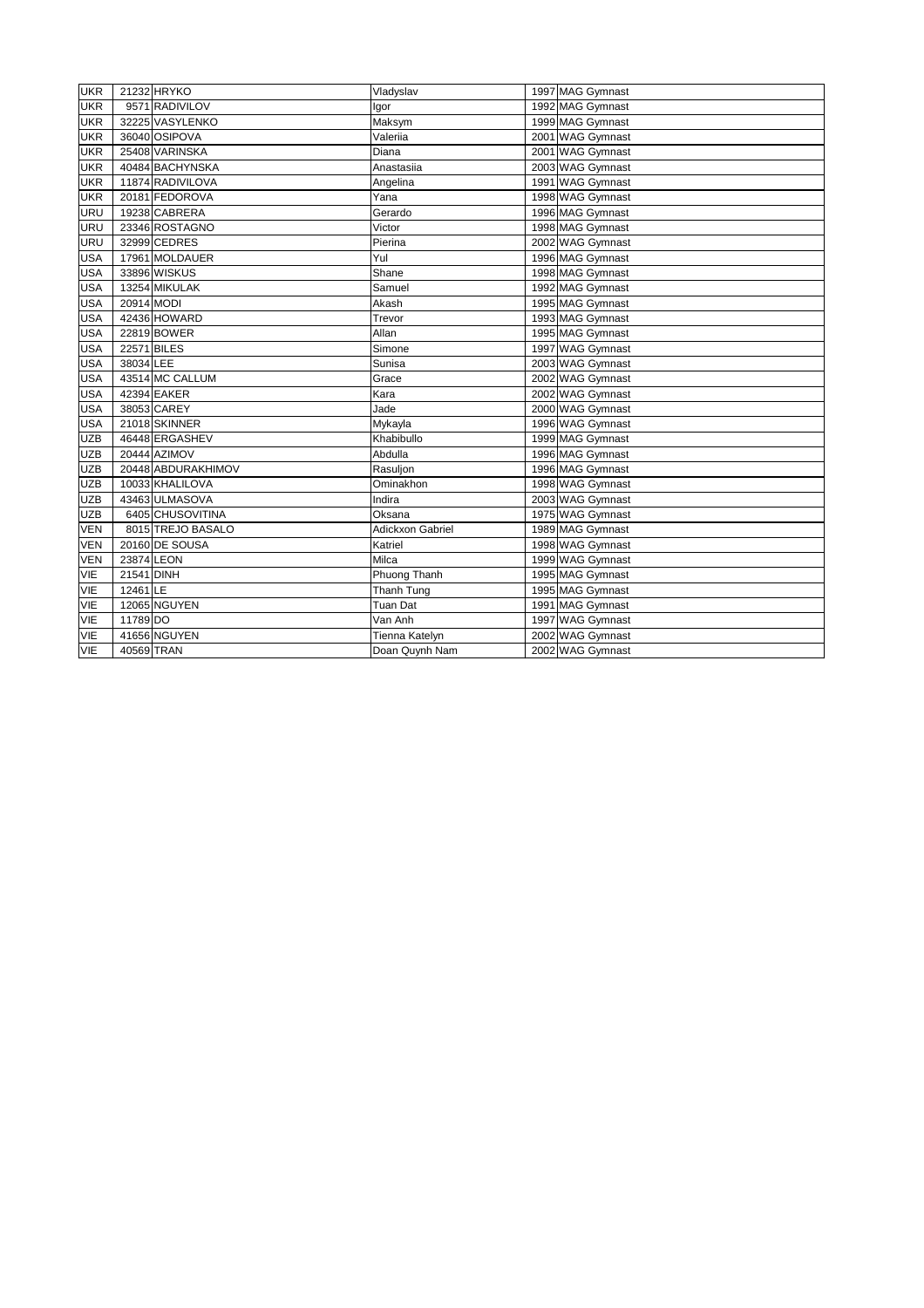| | | | | | | |
|---|---|---|---|---|---|---|
| UKR | 21232 | HRYKO | Vladyslav | 1997 | MAG | Gymnast |
| UKR | 9571 | RADIVILOV | Igor | 1992 | MAG | Gymnast |
| UKR | 32225 | VASYLENKO | Maksym | 1999 | MAG | Gymnast |
| UKR | 36040 | OSIPOVA | Valeriia | 2001 | WAG | Gymnast |
| UKR | 25408 | VARINSKA | Diana | 2001 | WAG | Gymnast |
| UKR | 40484 | BACHYNSKA | Anastasiia | 2003 | WAG | Gymnast |
| UKR | 11874 | RADIVILOVA | Angelina | 1991 | WAG | Gymnast |
| UKR | 20181 | FEDOROVA | Yana | 1998 | WAG | Gymnast |
| URU | 19238 | CABRERA | Gerardo | 1996 | MAG | Gymnast |
| URU | 23346 | ROSTAGNO | Victor | 1998 | MAG | Gymnast |
| URU | 32999 | CEDRES | Pierina | 2002 | WAG | Gymnast |
| USA | 17961 | MOLDAUER | Yul | 1996 | MAG | Gymnast |
| USA | 33896 | WISKUS | Shane | 1998 | MAG | Gymnast |
| USA | 13254 | MIKULAK | Samuel | 1992 | MAG | Gymnast |
| USA | 20914 | MODI | Akash | 1995 | MAG | Gymnast |
| USA | 42436 | HOWARD | Trevor | 1993 | MAG | Gymnast |
| USA | 22819 | BOWER | Allan | 1995 | MAG | Gymnast |
| USA | 22571 | BILES | Simone | 1997 | WAG | Gymnast |
| USA | 38034 | LEE | Sunisa | 2003 | WAG | Gymnast |
| USA | 43514 | MC CALLUM | Grace | 2002 | WAG | Gymnast |
| USA | 42394 | EAKER | Kara | 2002 | WAG | Gymnast |
| USA | 38053 | CAREY | Jade | 2000 | WAG | Gymnast |
| USA | 21018 | SKINNER | Mykayla | 1996 | WAG | Gymnast |
| UZB | 46448 | ERGASHEV | Khabibullo | 1999 | MAG | Gymnast |
| UZB | 20444 | AZIMOV | Abdulla | 1996 | MAG | Gymnast |
| UZB | 20448 | ABDURAKHIMOV | Rasuljon | 1996 | MAG | Gymnast |
| UZB | 10033 | KHALILOVA | Ominakhon | 1998 | WAG | Gymnast |
| UZB | 43463 | ULMASOVA | Indira | 2003 | WAG | Gymnast |
| UZB | 6405 | CHUSOVITINA | Oksana | 1975 | WAG | Gymnast |
| VEN | 8015 | TREJO BASALO | Adickxon Gabriel | 1989 | MAG | Gymnast |
| VEN | 20160 | DE SOUSA | Katriel | 1998 | WAG | Gymnast |
| VEN | 23874 | LEON | Milca | 1999 | WAG | Gymnast |
| VIE | 21541 | DINH | Phuong Thanh | 1995 | MAG | Gymnast |
| VIE | 12461 | LE | Thanh Tung | 1995 | MAG | Gymnast |
| VIE | 12065 | NGUYEN | Tuan Dat | 1991 | MAG | Gymnast |
| VIE | 11789 | DO | Van Anh | 1997 | WAG | Gymnast |
| VIE | 41656 | NGUYEN | Tienna Katelyn | 2002 | WAG | Gymnast |
| VIE | 40569 | TRAN | Doan Quynh Nam | 2002 | WAG | Gymnast |